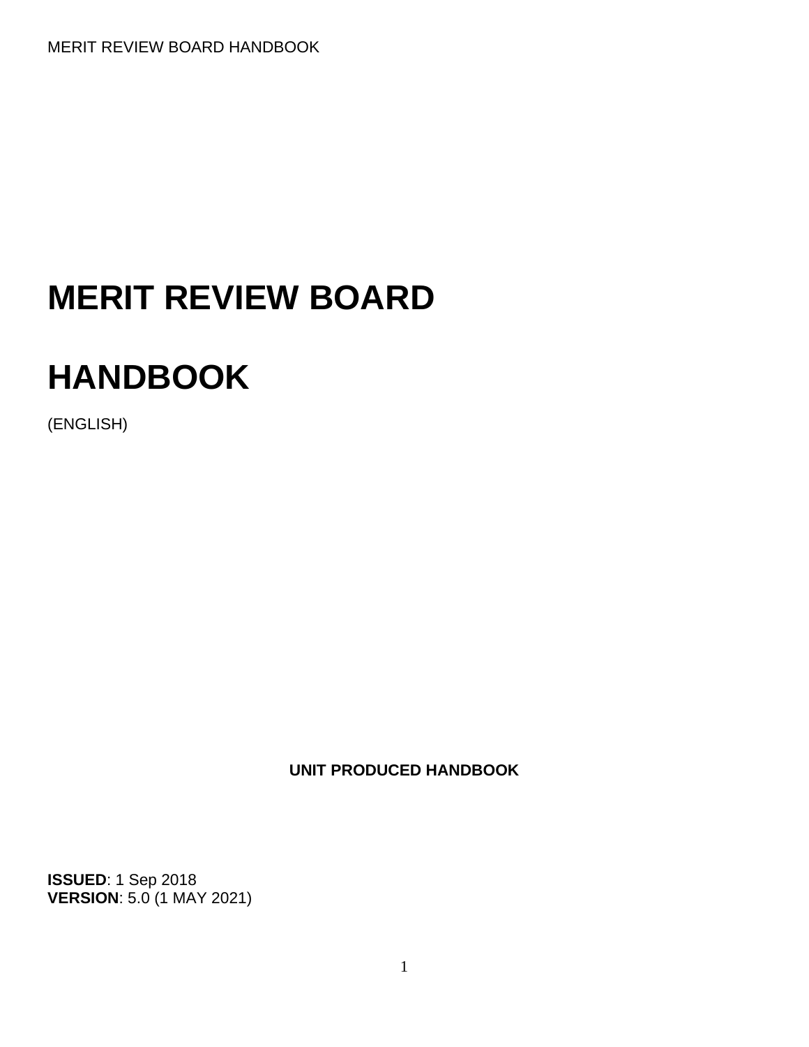# MERIT REVIEW BOARD

# HANDBOOK

(ENGLISH)

**UNIT PRODUCED HANDBOOK**

**ISSUED**: 1 Sep 2018
**VERSION**: 5.0 (1 MAY 2021)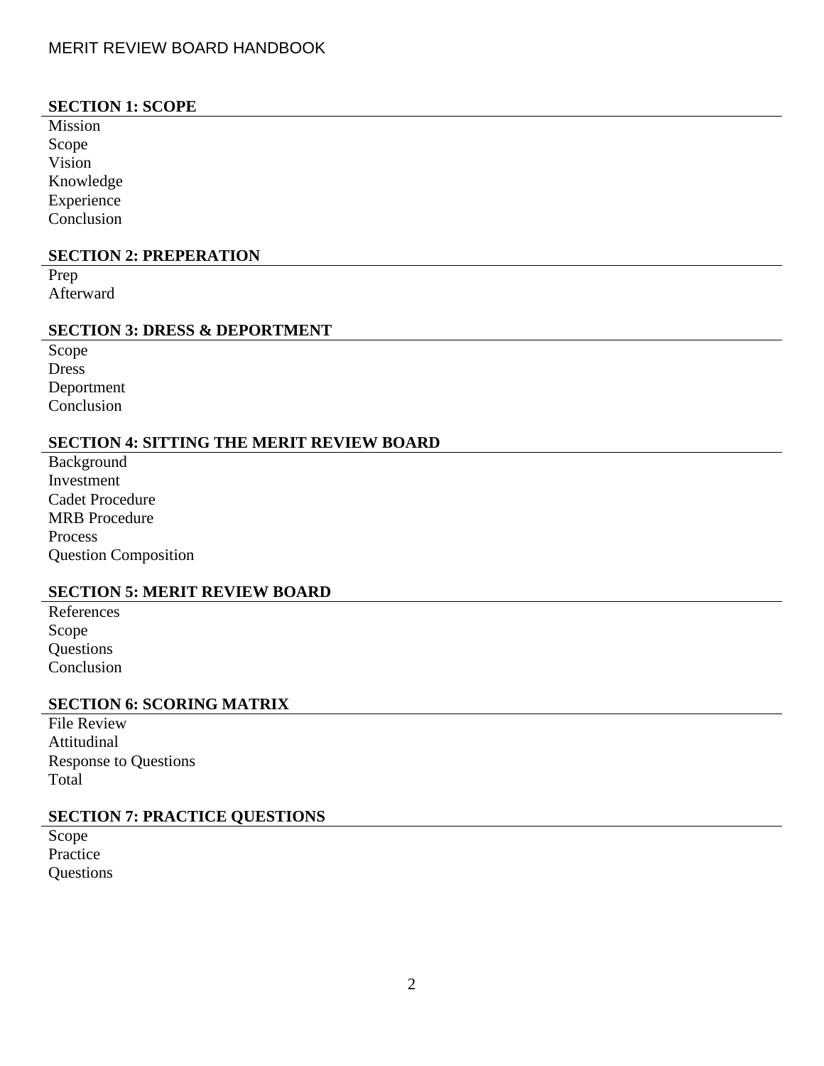**SECTION 1: SCOPE**

Mission
Scope
Vision
Knowledge
Experience
Conclusion

**SECTION 2: PREPERATION**

Prep
Afterward

**SECTION 3: DRESS & DEPORTMENT**

Scope
Dress
Deportment
Conclusion

**SECTION 4: SITTING THE MERIT REVIEW BOARD**

Background
Investment
Cadet Procedure
MRB Procedure
Process
Question Composition

**SECTION 5: MERIT REVIEW BOARD**

References
Scope
Questions
Conclusion

**SECTION 6: SCORING MATRIX**

File Review
Attitudinal
Response to Questions
Total

**SECTION 7: PRACTICE QUESTIONS**

Scope
Practice
Questions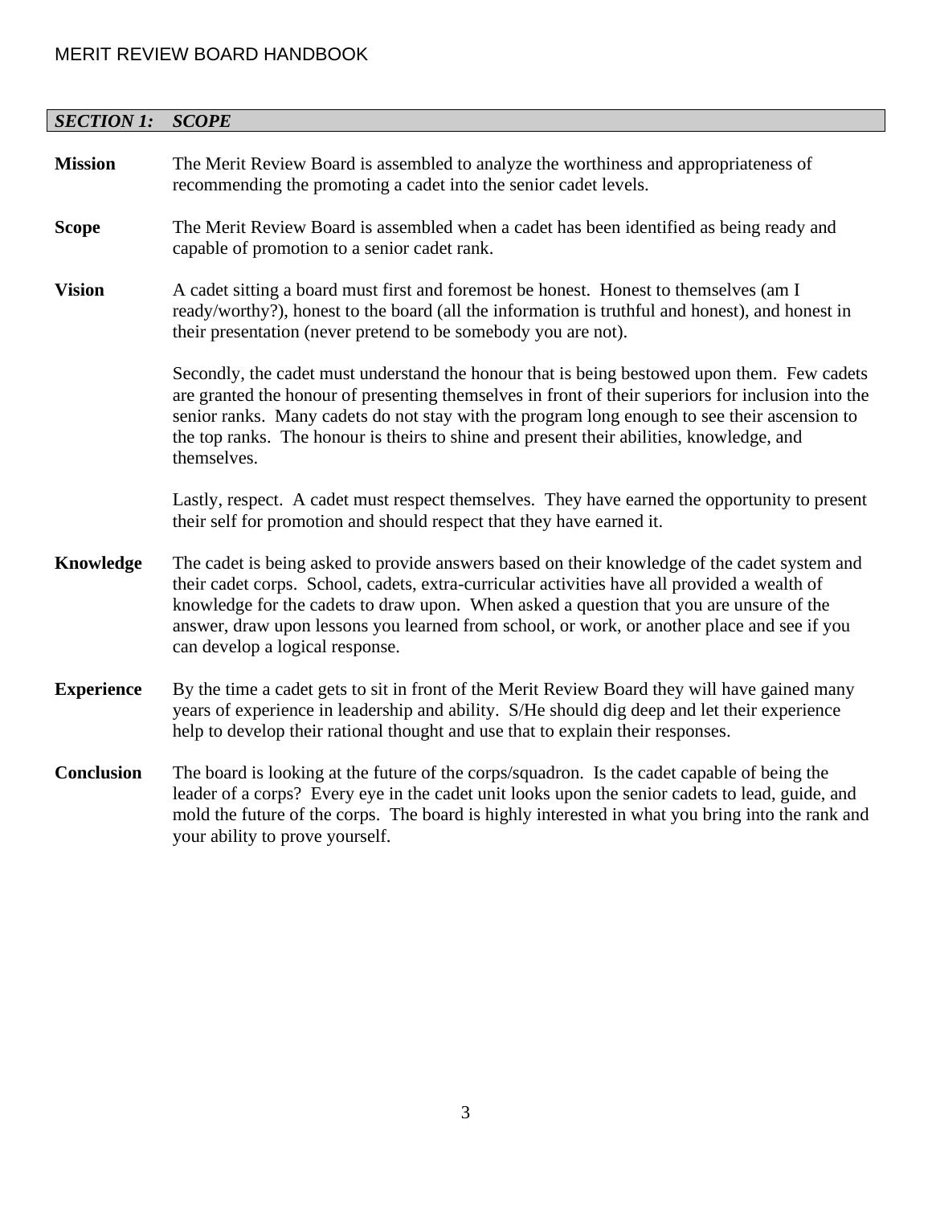## *SECTION 1: SCOPE*

**Mission** — The Merit Review Board is assembled to analyze the worthiness and appropriateness of recommending the promoting a cadet into the senior cadet levels.

**Scope** — The Merit Review Board is assembled when a cadet has been identified as being ready and capable of promotion to a senior cadet rank.

**Vision** — A cadet sitting a board must first and foremost be honest. Honest to themselves (am I ready/worthy?), honest to the board (all the information is truthful and honest), and honest in their presentation (never pretend to be somebody you are not).

Secondly, the cadet must understand the honour that is being bestowed upon them. Few cadets are granted the honour of presenting themselves in front of their superiors for inclusion into the senior ranks. Many cadets do not stay with the program long enough to see their ascension to the top ranks. The honour is theirs to shine and present their abilities, knowledge, and themselves.

Lastly, respect. A cadet must respect themselves. They have earned the opportunity to present their self for promotion and should respect that they have earned it.

**Knowledge** — The cadet is being asked to provide answers based on their knowledge of the cadet system and their cadet corps. School, cadets, extra-curricular activities have all provided a wealth of knowledge for the cadets to draw upon. When asked a question that you are unsure of the answer, draw upon lessons you learned from school, or work, or another place and see if you can develop a logical response.

**Experience** — By the time a cadet gets to sit in front of the Merit Review Board they will have gained many years of experience in leadership and ability. S/He should dig deep and let their experience help to develop their rational thought and use that to explain their responses.

**Conclusion** — The board is looking at the future of the corps/squadron. Is the cadet capable of being the leader of a corps? Every eye in the cadet unit looks upon the senior cadets to lead, guide, and mold the future of the corps. The board is highly interested in what you bring into the rank and your ability to prove yourself.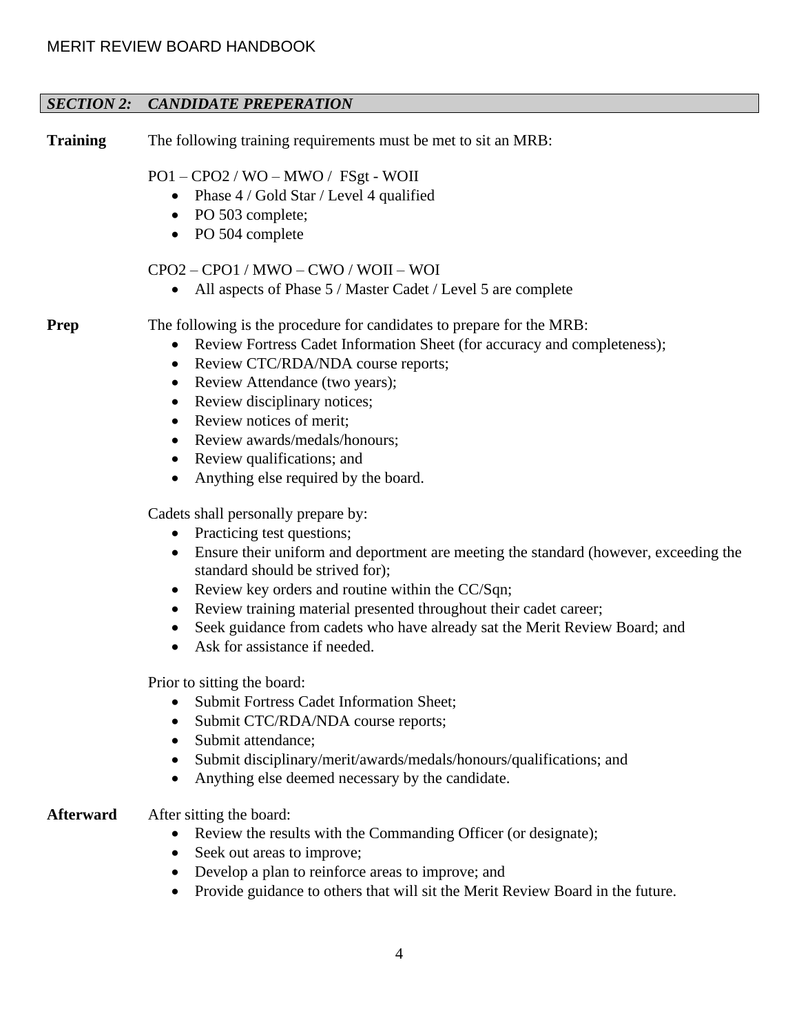## *SECTION 2: CANDIDATE PREPERATION*

**Training**

The following training requirements must be met to sit an MRB:

PO1 – CPO2 / WO – MWO / FSgt - WOII

- Phase 4 / Gold Star / Level 4 qualified
- PO 503 complete;
- PO 504 complete

CPO2 – CPO1 / MWO – CWO / WOII – WOI

- All aspects of Phase 5 / Master Cadet / Level 5 are complete

**Prep**

The following is the procedure for candidates to prepare for the MRB:

- Review Fortress Cadet Information Sheet (for accuracy and completeness);
- Review CTC/RDA/NDA course reports;
- Review Attendance (two years);
- Review disciplinary notices;
- Review notices of merit;
- Review awards/medals/honours;
- Review qualifications; and
- Anything else required by the board.

Cadets shall personally prepare by:

- Practicing test questions;
- Ensure their uniform and deportment are meeting the standard (however, exceeding the standard should be strived for);
- Review key orders and routine within the CC/Sqn;
- Review training material presented throughout their cadet career;
- Seek guidance from cadets who have already sat the Merit Review Board; and
- Ask for assistance if needed.

Prior to sitting the board:

- Submit Fortress Cadet Information Sheet;
- Submit CTC/RDA/NDA course reports;
- Submit attendance;
- Submit disciplinary/merit/awards/medals/honours/qualifications; and
- Anything else deemed necessary by the candidate.

**Afterward**

After sitting the board:

- Review the results with the Commanding Officer (or designate);
- Seek out areas to improve;
- Develop a plan to reinforce areas to improve; and
- Provide guidance to others that will sit the Merit Review Board in the future.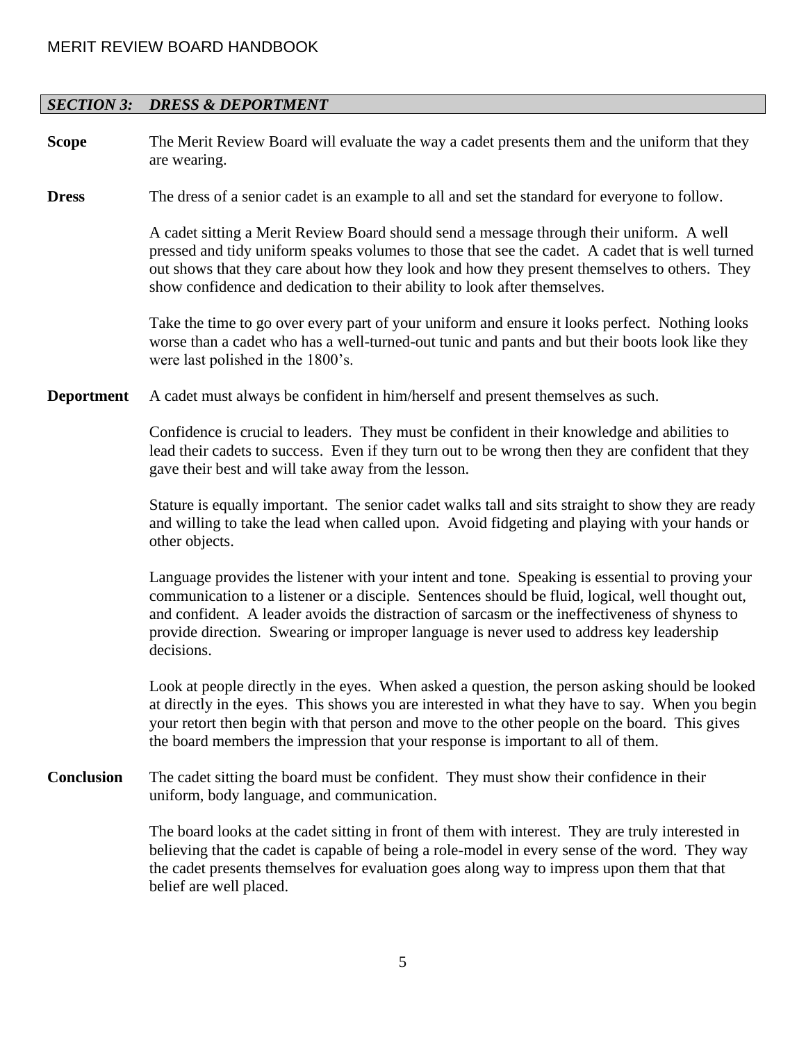## *SECTION 3: DRESS & DEPORTMENT*

**Scope**

The Merit Review Board will evaluate the way a cadet presents them and the uniform that they are wearing.

**Dress**

The dress of a senior cadet is an example to all and set the standard for everyone to follow.

A cadet sitting a Merit Review Board should send a message through their uniform. A well pressed and tidy uniform speaks volumes to those that see the cadet. A cadet that is well turned out shows that they care about how they look and how they present themselves to others. They show confidence and dedication to their ability to look after themselves.

Take the time to go over every part of your uniform and ensure it looks perfect. Nothing looks worse than a cadet who has a well-turned-out tunic and pants and but their boots look like they were last polished in the 1800's.

**Deportment**

A cadet must always be confident in him/herself and present themselves as such.

Confidence is crucial to leaders. They must be confident in their knowledge and abilities to lead their cadets to success. Even if they turn out to be wrong then they are confident that they gave their best and will take away from the lesson.

Stature is equally important. The senior cadet walks tall and sits straight to show they are ready and willing to take the lead when called upon. Avoid fidgeting and playing with your hands or other objects.

Language provides the listener with your intent and tone. Speaking is essential to proving your communication to a listener or a disciple. Sentences should be fluid, logical, well thought out, and confident. A leader avoids the distraction of sarcasm or the ineffectiveness of shyness to provide direction. Swearing or improper language is never used to address key leadership decisions.

Look at people directly in the eyes. When asked a question, the person asking should be looked at directly in the eyes. This shows you are interested in what they have to say. When you begin your retort then begin with that person and move to the other people on the board. This gives the board members the impression that your response is important to all of them.

**Conclusion**

The cadet sitting the board must be confident. They must show their confidence in their uniform, body language, and communication.

The board looks at the cadet sitting in front of them with interest. They are truly interested in believing that the cadet is capable of being a role-model in every sense of the word. They way the cadet presents themselves for evaluation goes along way to impress upon them that that belief are well placed.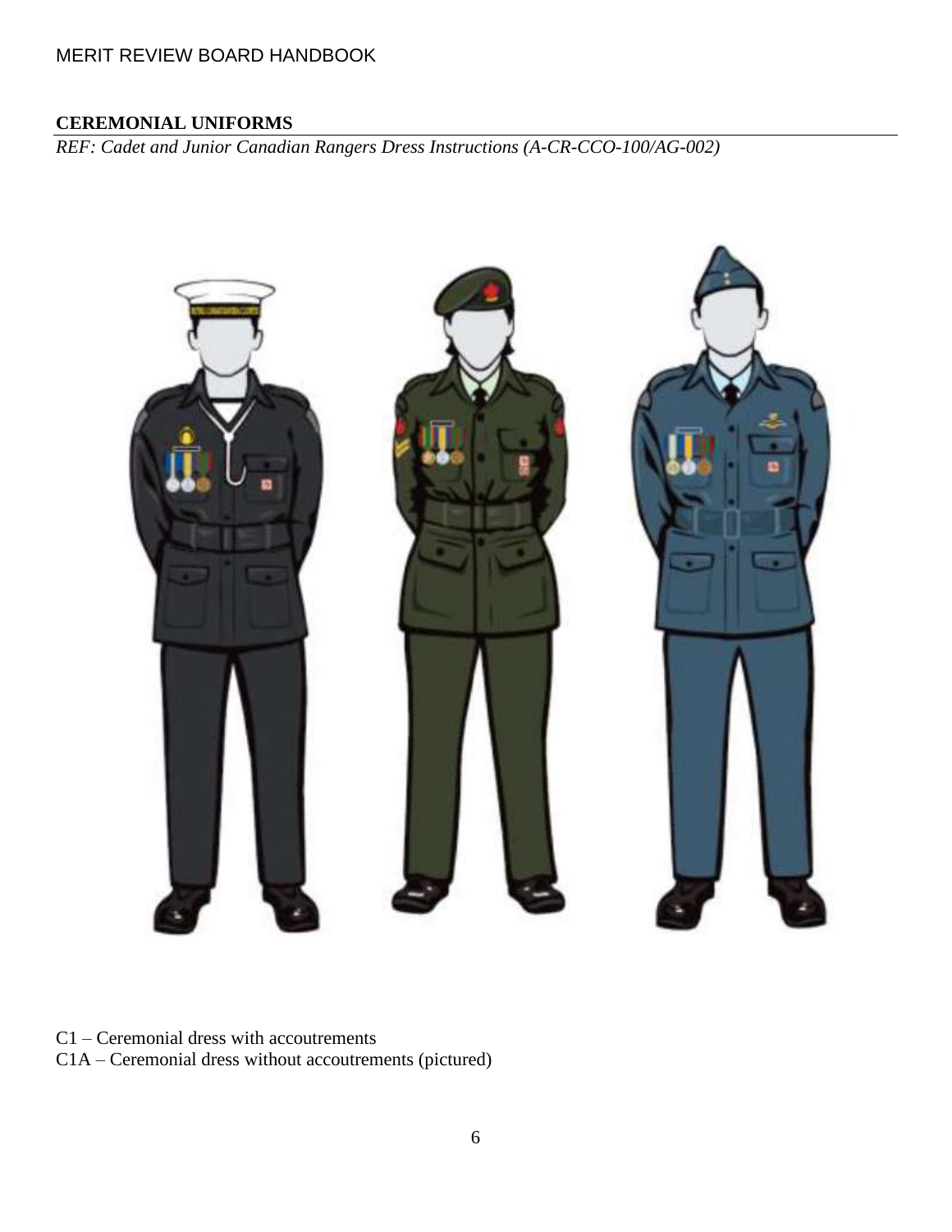## CEREMONIAL UNIFORMS

*REF: Cadet and Junior Canadian Rangers Dress Instructions (A-CR-CCO-100/AG-002)*

C1 – Ceremonial dress with accoutrements
C1A – Ceremonial dress without accoutrements (pictured)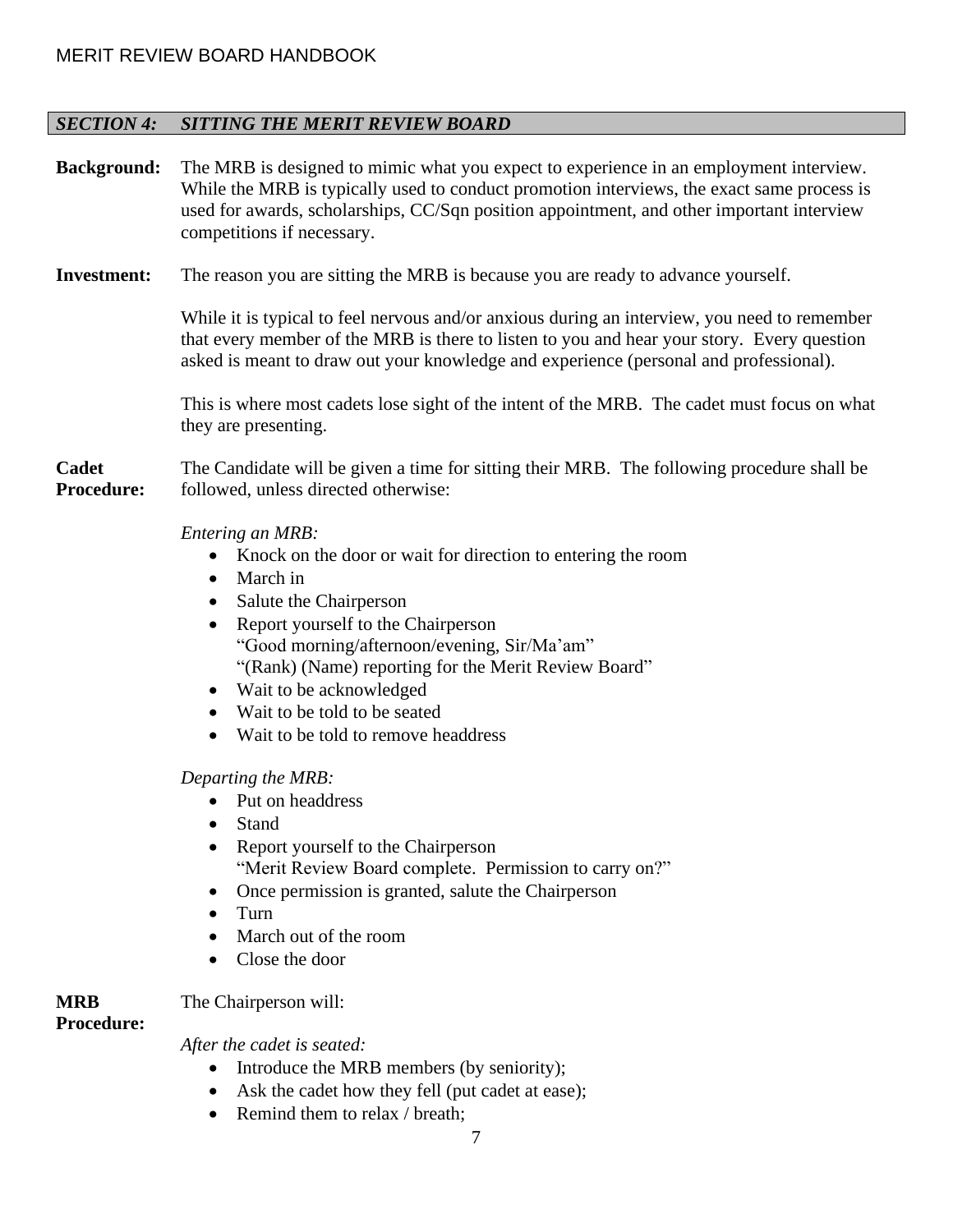## *SECTION 4: SITTING THE MERIT REVIEW BOARD*

**Background:** The MRB is designed to mimic what you expect to experience in an employment interview. While the MRB is typically used to conduct promotion interviews, the exact same process is used for awards, scholarships, CC/Sqn position appointment, and other important interview competitions if necessary.

**Investment:** The reason you are sitting the MRB is because you are ready to advance yourself.

While it is typical to feel nervous and/or anxious during an interview, you need to remember that every member of the MRB is there to listen to you and hear your story. Every question asked is meant to draw out your knowledge and experience (personal and professional).

This is where most cadets lose sight of the intent of the MRB. The cadet must focus on what they are presenting.

**Cadet Procedure:** The Candidate will be given a time for sitting their MRB. The following procedure shall be followed, unless directed otherwise:

*Entering an MRB:*

- Knock on the door or wait for direction to entering the room
- March in
- Salute the Chairperson
- Report yourself to the Chairperson
  "Good morning/afternoon/evening, Sir/Ma'am"
  "(Rank) (Name) reporting for the Merit Review Board"
- Wait to be acknowledged
- Wait to be told to be seated
- Wait to be told to remove headdress

*Departing the MRB:*

- Put on headdress
- Stand
- Report yourself to the Chairperson
  "Merit Review Board complete. Permission to carry on?"
- Once permission is granted, salute the Chairperson
- Turn
- March out of the room
- Close the door

**MRB Procedure:** The Chairperson will:

*After the cadet is seated:*

- Introduce the MRB members (by seniority);
- Ask the cadet how they fell (put cadet at ease);
- Remind them to relax / breath;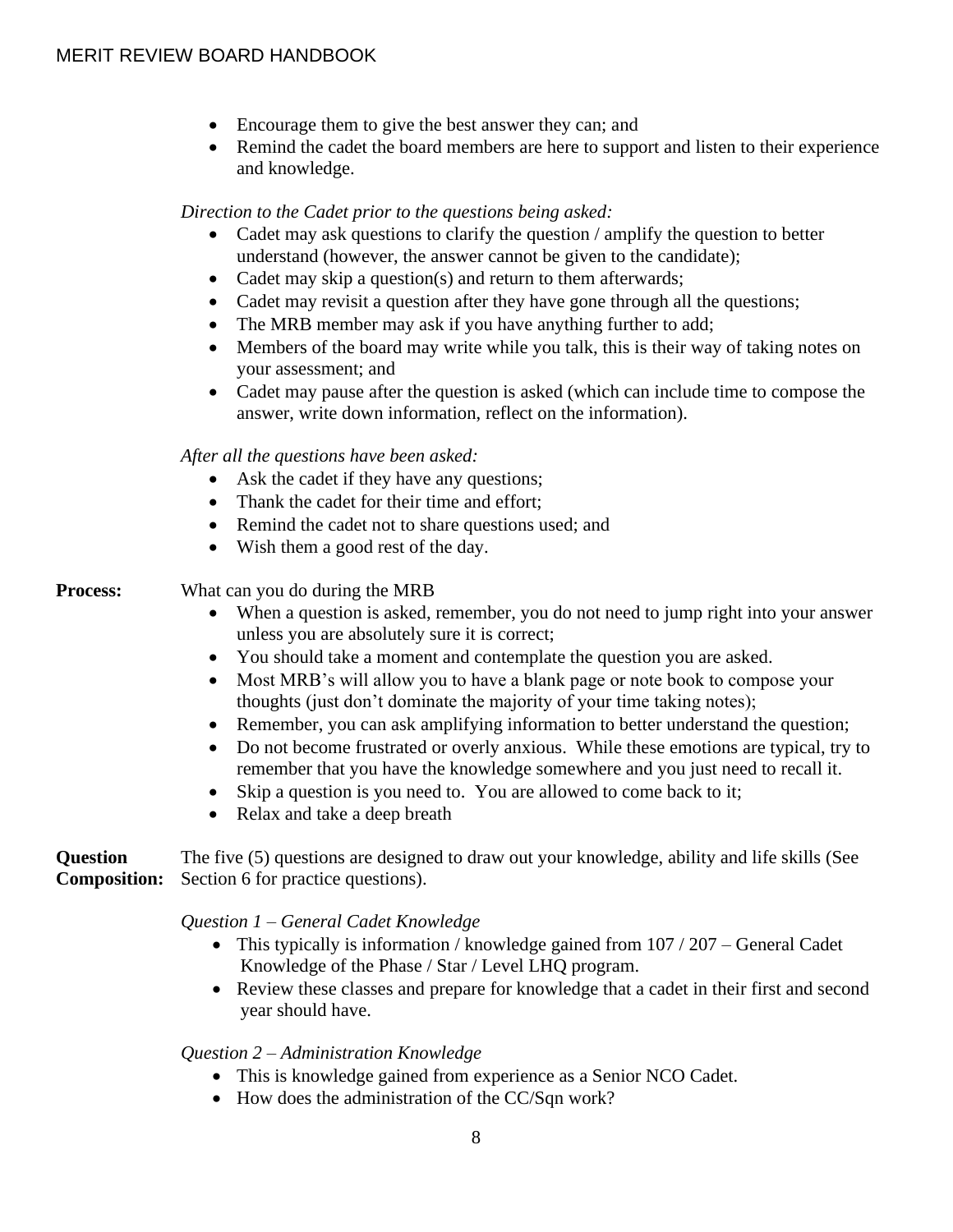- Encourage them to give the best answer they can; and
- Remind the cadet the board members are here to support and listen to their experience and knowledge.

*Direction to the Cadet prior to the questions being asked:*

- Cadet may ask questions to clarify the question / amplify the question to better understand (however, the answer cannot be given to the candidate);
- Cadet may skip a question(s) and return to them afterwards;
- Cadet may revisit a question after they have gone through all the questions;
- The MRB member may ask if you have anything further to add;
- Members of the board may write while you talk, this is their way of taking notes on your assessment; and
- Cadet may pause after the question is asked (which can include time to compose the answer, write down information, reflect on the information).

*After all the questions have been asked:*

- Ask the cadet if they have any questions;
- Thank the cadet for their time and effort;
- Remind the cadet not to share questions used; and
- Wish them a good rest of the day.

**Process:** What can you do during the MRB

- When a question is asked, remember, you do not need to jump right into your answer unless you are absolutely sure it is correct;
- You should take a moment and contemplate the question you are asked.
- Most MRB's will allow you to have a blank page or note book to compose your thoughts (just don't dominate the majority of your time taking notes);
- Remember, you can ask amplifying information to better understand the question;
- Do not become frustrated or overly anxious. While these emotions are typical, try to remember that you have the knowledge somewhere and you just need to recall it.
- Skip a question is you need to. You are allowed to come back to it;
- Relax and take a deep breath

**Question Composition:** The five (5) questions are designed to draw out your knowledge, ability and life skills (See Section 6 for practice questions).

*Question 1 – General Cadet Knowledge*

- This typically is information / knowledge gained from 107 / 207 – General Cadet Knowledge of the Phase / Star / Level LHQ program.
- Review these classes and prepare for knowledge that a cadet in their first and second year should have.

*Question 2 – Administration Knowledge*

- This is knowledge gained from experience as a Senior NCO Cadet.
- How does the administration of the CC/Sqn work?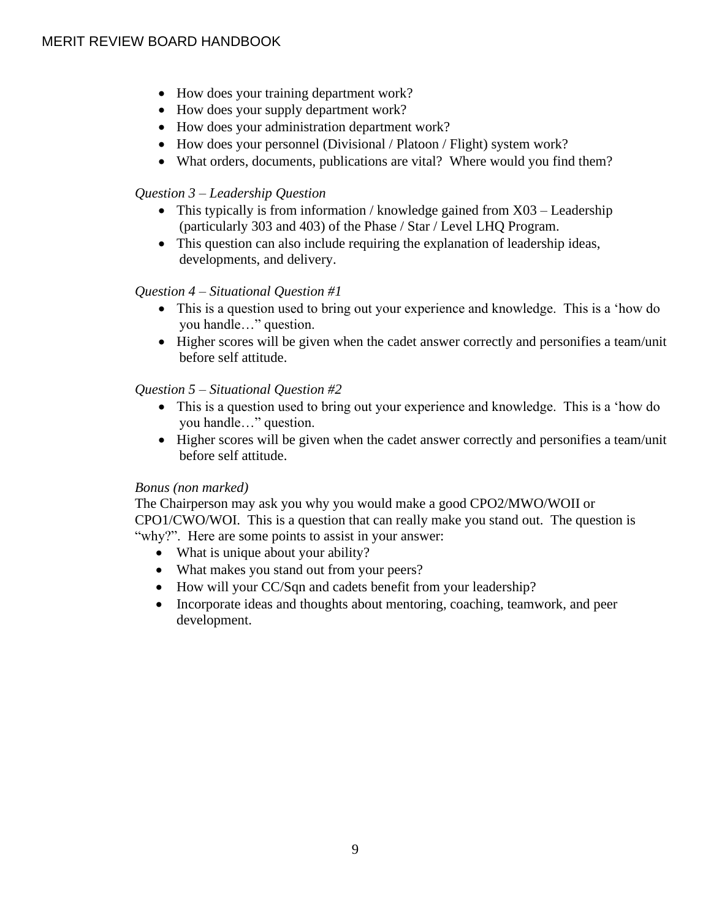- How does your training department work?
- How does your supply department work?
- How does your administration department work?
- How does your personnel (Divisional / Platoon / Flight) system work?
- What orders, documents, publications are vital?  Where would you find them?

*Question 3 – Leadership Question*

- This typically is from information / knowledge gained from X03 – Leadership (particularly 303 and 403) of the Phase / Star / Level LHQ Program.
- This question can also include requiring the explanation of leadership ideas, developments, and delivery.

*Question 4 – Situational Question #1*

- This is a question used to bring out your experience and knowledge.  This is a 'how do you handle…" question.
- Higher scores will be given when the cadet answer correctly and personifies a team/unit before self attitude.

*Question 5 – Situational Question #2*

- This is a question used to bring out your experience and knowledge.  This is a 'how do you handle…" question.
- Higher scores will be given when the cadet answer correctly and personifies a team/unit before self attitude.

*Bonus (non marked)*

The Chairperson may ask you why you would make a good CPO2/MWO/WOII or CPO1/CWO/WOI.  This is a question that can really make you stand out.  The question is "why?".  Here are some points to assist in your answer:

- What is unique about your ability?
- What makes you stand out from your peers?
- How will your CC/Sqn and cadets benefit from your leadership?
- Incorporate ideas and thoughts about mentoring, coaching, teamwork, and peer development.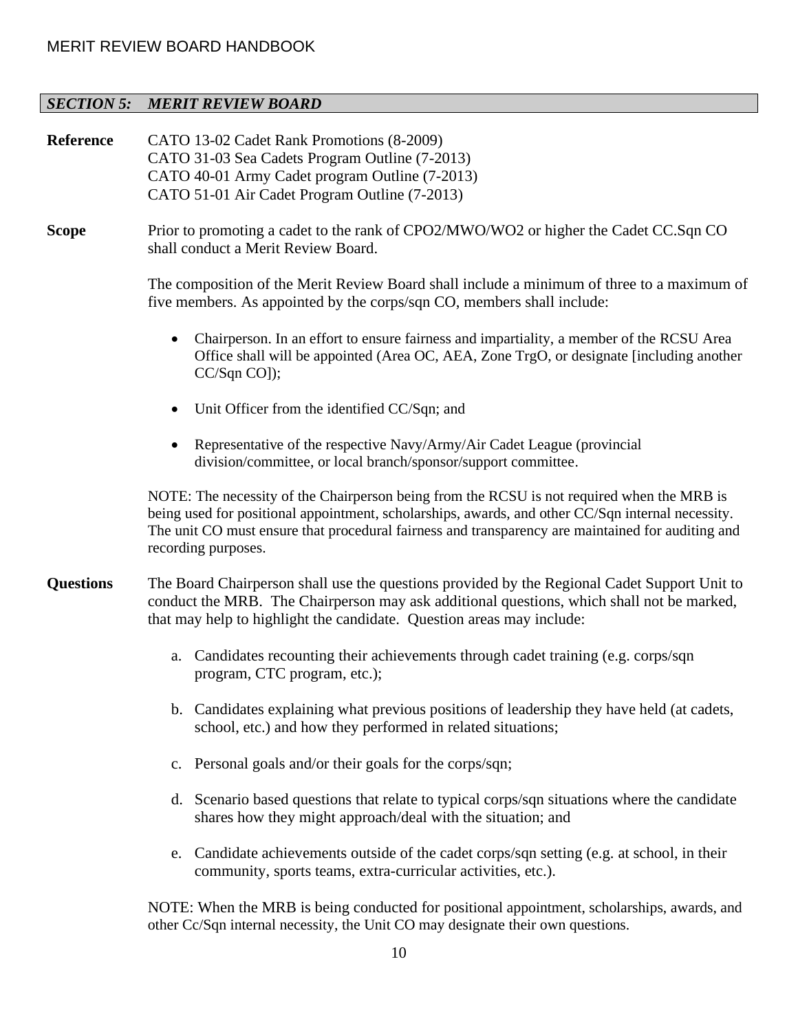## *SECTION 5: MERIT REVIEW BOARD*

**Reference** CATO 13-02 Cadet Rank Promotions (8-2009)
CATO 31-03 Sea Cadets Program Outline (7-2013)
CATO 40-01 Army Cadet program Outline (7-2013)
CATO 51-01 Air Cadet Program Outline (7-2013)

**Scope** Prior to promoting a cadet to the rank of CPO2/MWO/WO2 or higher the Cadet CC.Sqn CO shall conduct a Merit Review Board.

The composition of the Merit Review Board shall include a minimum of three to a maximum of five members. As appointed by the corps/sqn CO, members shall include:

- Chairperson. In an effort to ensure fairness and impartiality, a member of the RCSU Area Office shall will be appointed (Area OC, AEA, Zone TrgO, or designate [including another CC/Sqn CO]);
- Unit Officer from the identified CC/Sqn; and
- Representative of the respective Navy/Army/Air Cadet League (provincial division/committee, or local branch/sponsor/support committee.

NOTE: The necessity of the Chairperson being from the RCSU is not required when the MRB is being used for positional appointment, scholarships, awards, and other CC/Sqn internal necessity. The unit CO must ensure that procedural fairness and transparency are maintained for auditing and recording purposes.

**Questions** The Board Chairperson shall use the questions provided by the Regional Cadet Support Unit to conduct the MRB. The Chairperson may ask additional questions, which shall not be marked, that may help to highlight the candidate. Question areas may include:

a. Candidates recounting their achievements through cadet training (e.g. corps/sqn program, CTC program, etc.);

b. Candidates explaining what previous positions of leadership they have held (at cadets, school, etc.) and how they performed in related situations;

c. Personal goals and/or their goals for the corps/sqn;

d. Scenario based questions that relate to typical corps/sqn situations where the candidate shares how they might approach/deal with the situation; and

e. Candidate achievements outside of the cadet corps/sqn setting (e.g. at school, in their community, sports teams, extra-curricular activities, etc.).

NOTE: When the MRB is being conducted for positional appointment, scholarships, awards, and other Cc/Sqn internal necessity, the Unit CO may designate their own questions.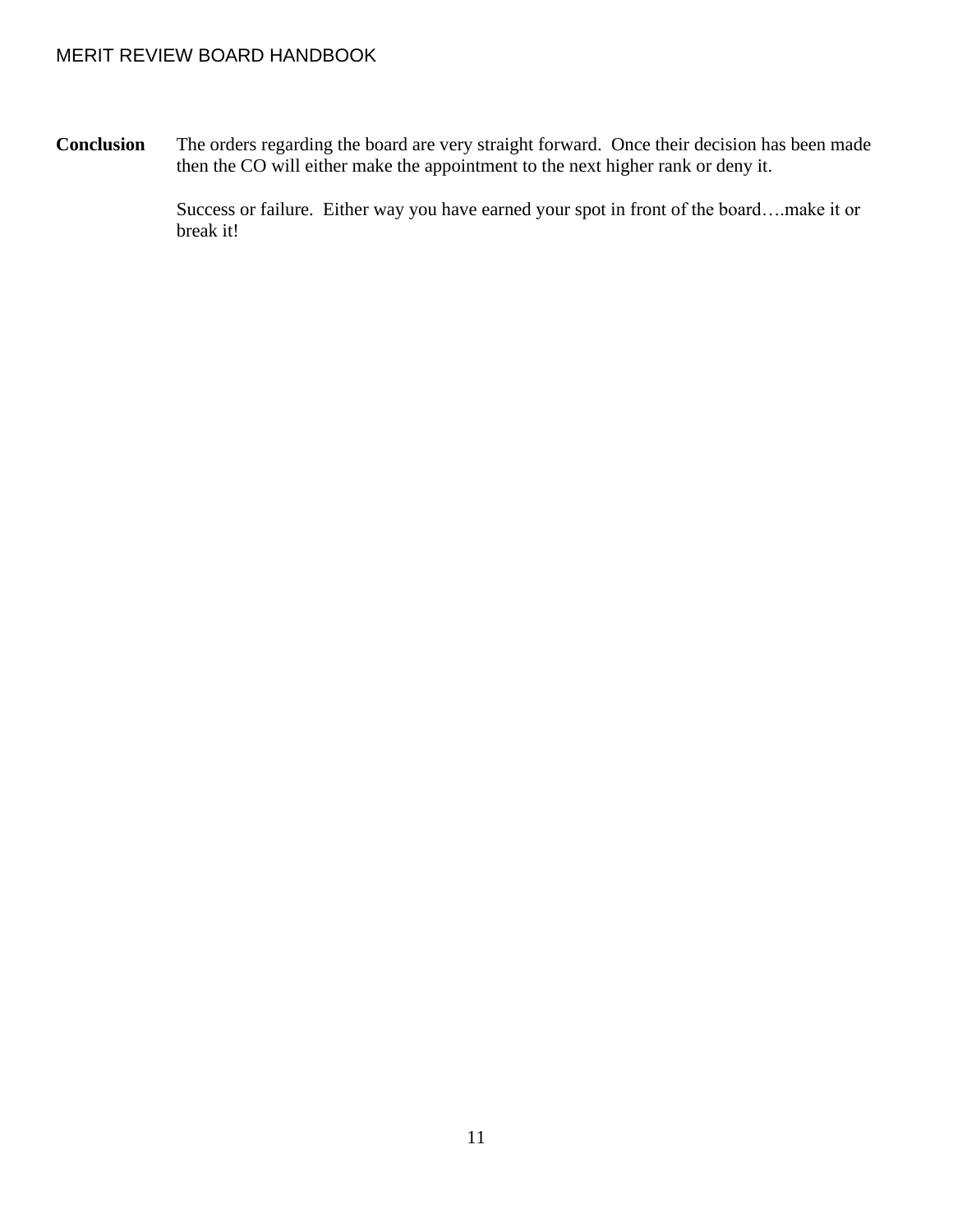**Conclusion**

The orders regarding the board are very straight forward. Once their decision has been made then the CO will either make the appointment to the next higher rank or deny it.

Success or failure. Either way you have earned your spot in front of the board….make it or break it!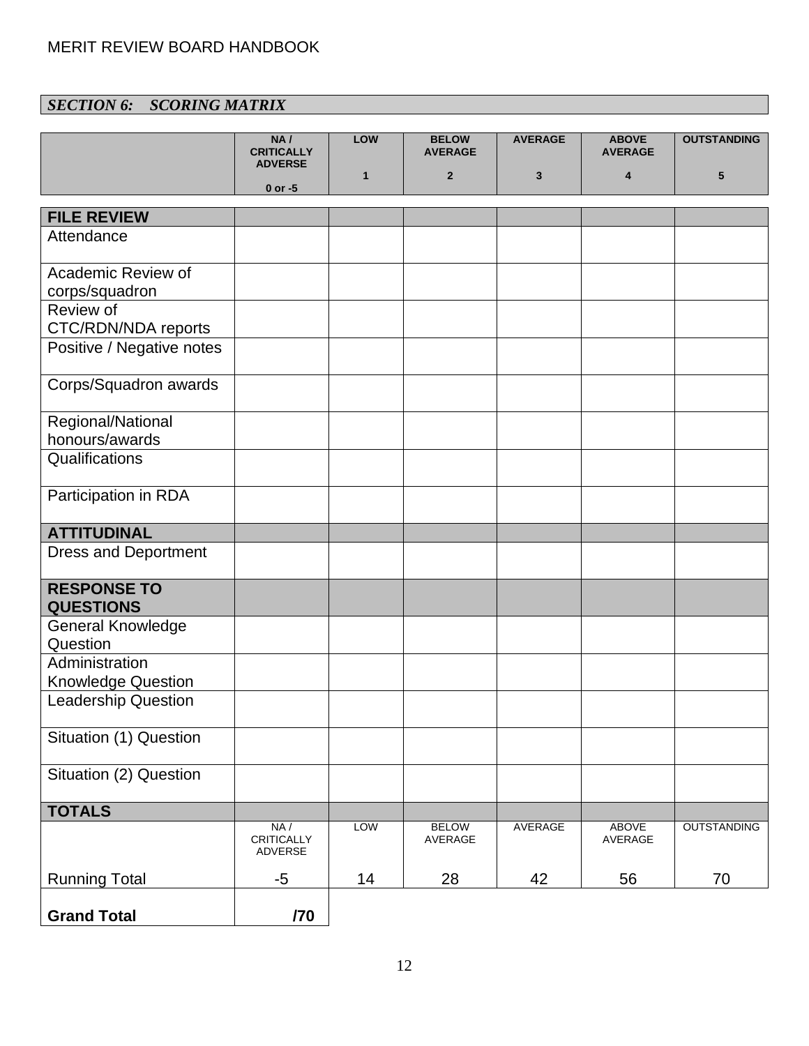## *SECTION 6: SCORING MATRIX*

| | NA / CRITICALLY ADVERSE<br>0 or -5 | LOW<br>1 | BELOW AVERAGE<br>2 | AVERAGE<br>3 | ABOVE AVERAGE<br>4 | OUTSTANDING<br>5 |
|---|---|---|---|---|---|---|
| **FILE REVIEW** | | | | | | |
| Attendance | | | | | | |
| Academic Review of corps/squadron | | | | | | |
| Review of CTC/RDN/NDA reports | | | | | | |
| Positive / Negative notes | | | | | | |
| Corps/Squadron awards | | | | | | |
| Regional/National honours/awards | | | | | | |
| Qualifications | | | | | | |
| Participation in RDA | | | | | | |
| **ATTITUDINAL** | | | | | | |
| Dress and Deportment | | | | | | |
| **RESPONSE TO QUESTIONS** | | | | | | |
| General Knowledge Question | | | | | | |
| Administration Knowledge Question | | | | | | |
| Leadership Question | | | | | | |
| Situation (1) Question | | | | | | |
| Situation (2) Question | | | | | | |
| **TOTALS** | | | | | | |
| | NA / CRITICALLY ADVERSE | LOW | BELOW AVERAGE | AVERAGE | ABOVE AVERAGE | OUTSTANDING |
| Running Total | -5 | 14 | 28 | 42 | 56 | 70 |
| **Grand Total** | **/70** | | | | | |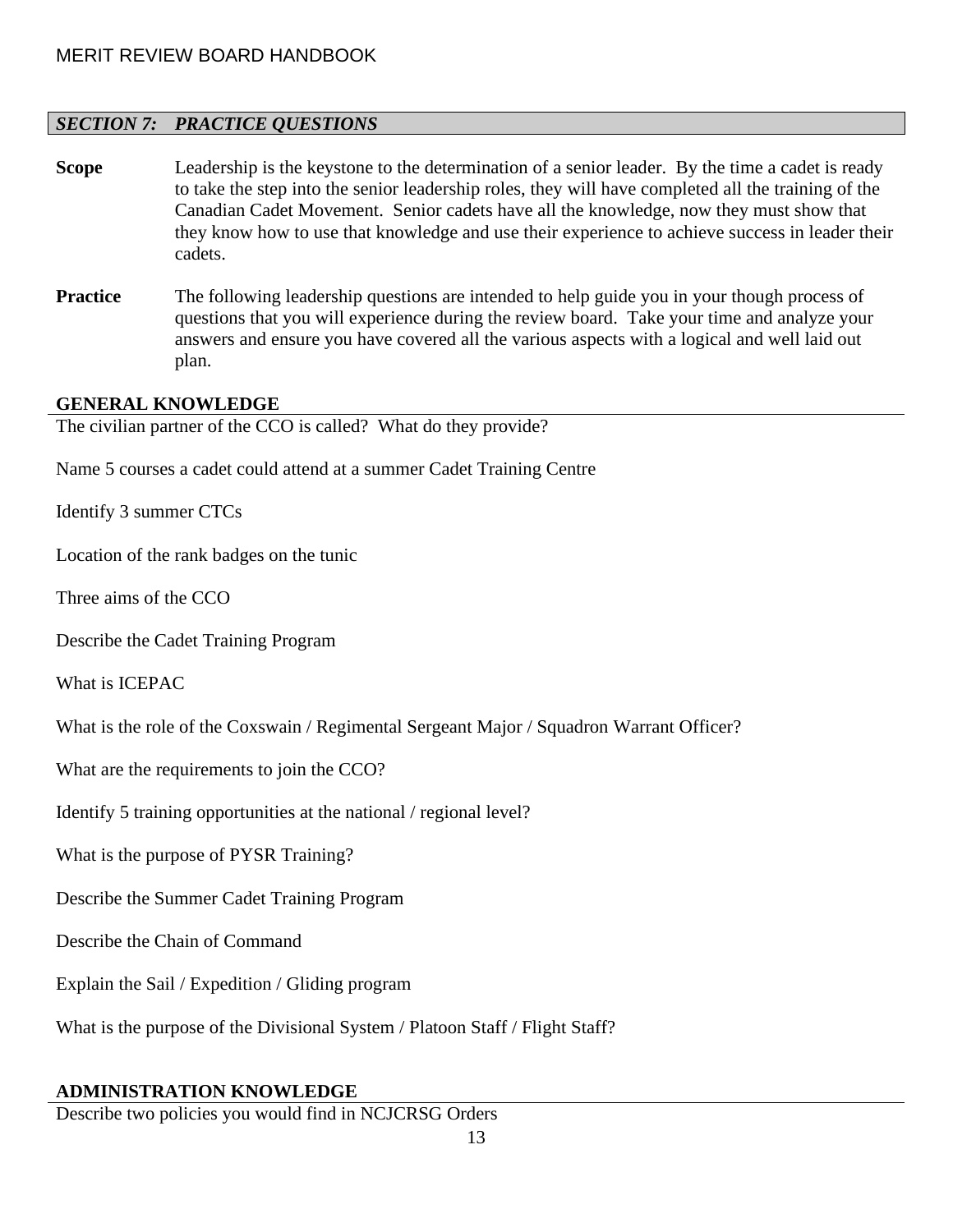## *SECTION 7: PRACTICE QUESTIONS*

**Scope** Leadership is the keystone to the determination of a senior leader. By the time a cadet is ready to take the step into the senior leadership roles, they will have completed all the training of the Canadian Cadet Movement. Senior cadets have all the knowledge, now they must show that they know how to use that knowledge and use their experience to achieve success in leader their cadets.

**Practice** The following leadership questions are intended to help guide you in your though process of questions that you will experience during the review board. Take your time and analyze your answers and ensure you have covered all the various aspects with a logical and well laid out plan.

### GENERAL KNOWLEDGE

The civilian partner of the CCO is called? What do they provide?

Name 5 courses a cadet could attend at a summer Cadet Training Centre

Identify 3 summer CTCs

Location of the rank badges on the tunic

Three aims of the CCO

Describe the Cadet Training Program

What is ICEPAC

What is the role of the Coxswain / Regimental Sergeant Major / Squadron Warrant Officer?

What are the requirements to join the CCO?

Identify 5 training opportunities at the national / regional level?

What is the purpose of PYSR Training?

Describe the Summer Cadet Training Program

Describe the Chain of Command

Explain the Sail / Expedition / Gliding program

What is the purpose of the Divisional System / Platoon Staff / Flight Staff?

### ADMINISTRATION KNOWLEDGE

Describe two policies you would find in NCJCRSG Orders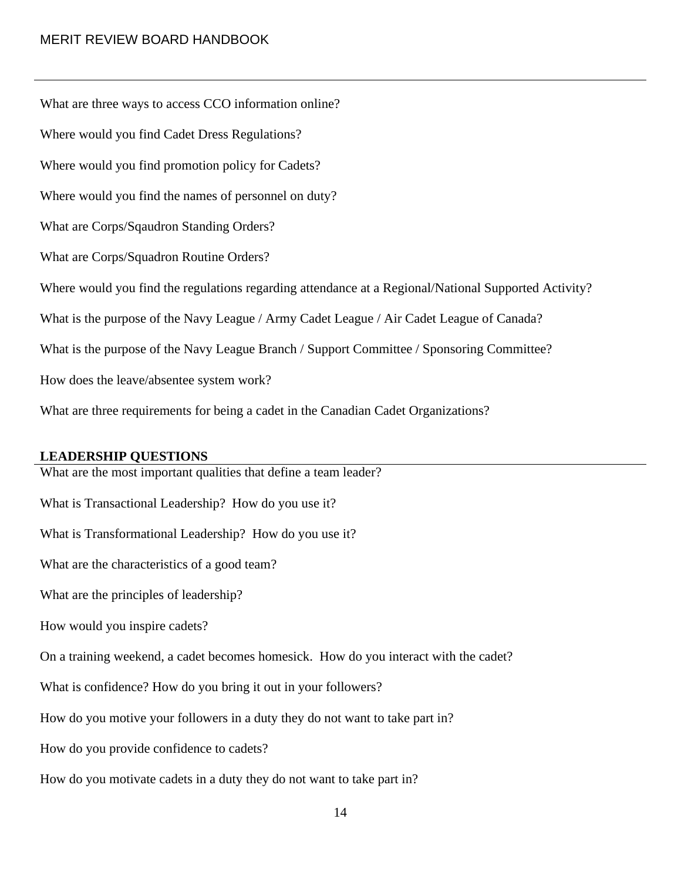What are three ways to access CCO information online?

Where would you find Cadet Dress Regulations?

Where would you find promotion policy for Cadets?

Where would you find the names of personnel on duty?

What are Corps/Sqaudron Standing Orders?

What are Corps/Squadron Routine Orders?

Where would you find the regulations regarding attendance at a Regional/National Supported Activity?

What is the purpose of the Navy League / Army Cadet League / Air Cadet League of Canada?

What is the purpose of the Navy League Branch / Support Committee / Sponsoring Committee?

How does the leave/absentee system work?

What are three requirements for being a cadet in the Canadian Cadet Organizations?

**LEADERSHIP QUESTIONS**

What are the most important qualities that define a team leader?

What is Transactional Leadership? How do you use it?

What is Transformational Leadership? How do you use it?

What are the characteristics of a good team?

What are the principles of leadership?

How would you inspire cadets?

On a training weekend, a cadet becomes homesick. How do you interact with the cadet?

What is confidence? How do you bring it out in your followers?

How do you motive your followers in a duty they do not want to take part in?

How do you provide confidence to cadets?

How do you motivate cadets in a duty they do not want to take part in?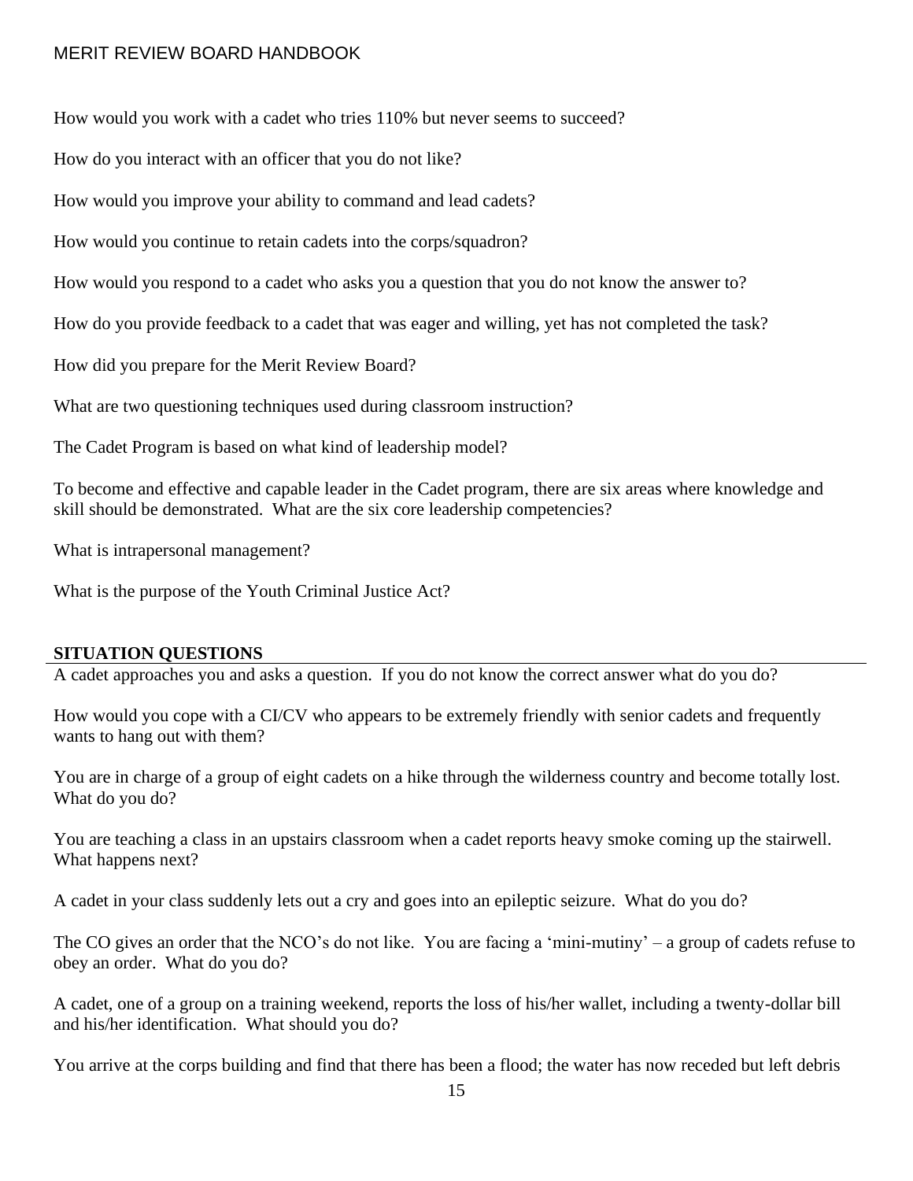How would you work with a cadet who tries 110% but never seems to succeed?

How do you interact with an officer that you do not like?

How would you improve your ability to command and lead cadets?

How would you continue to retain cadets into the corps/squadron?

How would you respond to a cadet who asks you a question that you do not know the answer to?

How do you provide feedback to a cadet that was eager and willing, yet has not completed the task?

How did you prepare for the Merit Review Board?

What are two questioning techniques used during classroom instruction?

The Cadet Program is based on what kind of leadership model?

To become and effective and capable leader in the Cadet program, there are six areas where knowledge and skill should be demonstrated. What are the six core leadership competencies?

What is intrapersonal management?

What is the purpose of the Youth Criminal Justice Act?

**SITUATION QUESTIONS**

A cadet approaches you and asks a question. If you do not know the correct answer what do you do?

How would you cope with a CI/CV who appears to be extremely friendly with senior cadets and frequently wants to hang out with them?

You are in charge of a group of eight cadets on a hike through the wilderness country and become totally lost. What do you do?

You are teaching a class in an upstairs classroom when a cadet reports heavy smoke coming up the stairwell. What happens next?

A cadet in your class suddenly lets out a cry and goes into an epileptic seizure. What do you do?

The CO gives an order that the NCO's do not like. You are facing a 'mini-mutiny' – a group of cadets refuse to obey an order. What do you do?

A cadet, one of a group on a training weekend, reports the loss of his/her wallet, including a twenty-dollar bill and his/her identification. What should you do?

You arrive at the corps building and find that there has been a flood; the water has now receded but left debris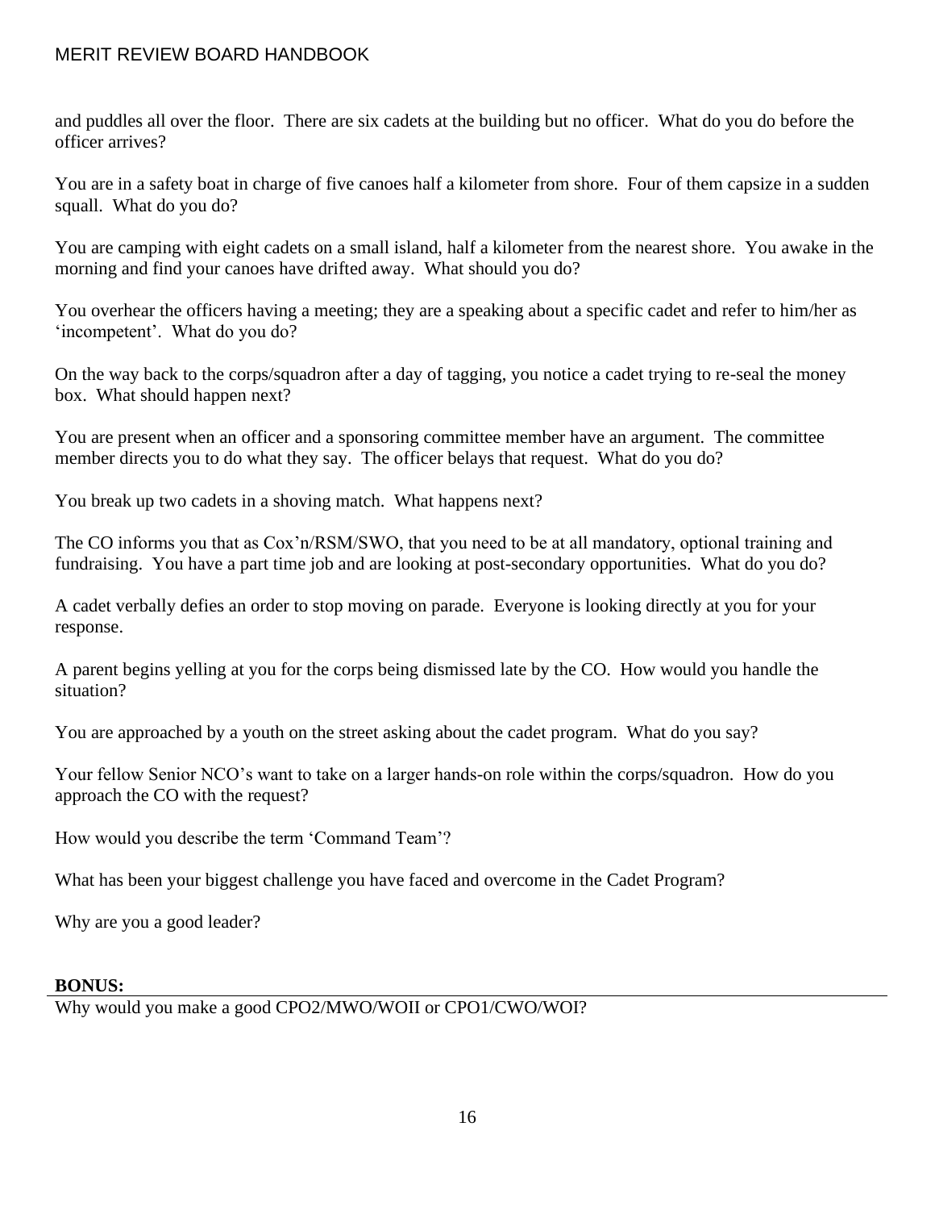and puddles all over the floor. There are six cadets at the building but no officer. What do you do before the officer arrives?

You are in a safety boat in charge of five canoes half a kilometer from shore. Four of them capsize in a sudden squall. What do you do?

You are camping with eight cadets on a small island, half a kilometer from the nearest shore. You awake in the morning and find your canoes have drifted away. What should you do?

You overhear the officers having a meeting; they are a speaking about a specific cadet and refer to him/her as 'incompetent'. What do you do?

On the way back to the corps/squadron after a day of tagging, you notice a cadet trying to re-seal the money box. What should happen next?

You are present when an officer and a sponsoring committee member have an argument. The committee member directs you to do what they say. The officer belays that request. What do you do?

You break up two cadets in a shoving match. What happens next?

The CO informs you that as Cox'n/RSM/SWO, that you need to be at all mandatory, optional training and fundraising. You have a part time job and are looking at post-secondary opportunities. What do you do?

A cadet verbally defies an order to stop moving on parade. Everyone is looking directly at you for your response.

A parent begins yelling at you for the corps being dismissed late by the CO. How would you handle the situation?

You are approached by a youth on the street asking about the cadet program. What do you say?

Your fellow Senior NCO's want to take on a larger hands-on role within the corps/squadron. How do you approach the CO with the request?

How would you describe the term 'Command Team'?

What has been your biggest challenge you have faced and overcome in the Cadet Program?

Why are you a good leader?

**BONUS:**

Why would you make a good CPO2/MWO/WOII or CPO1/CWO/WOI?